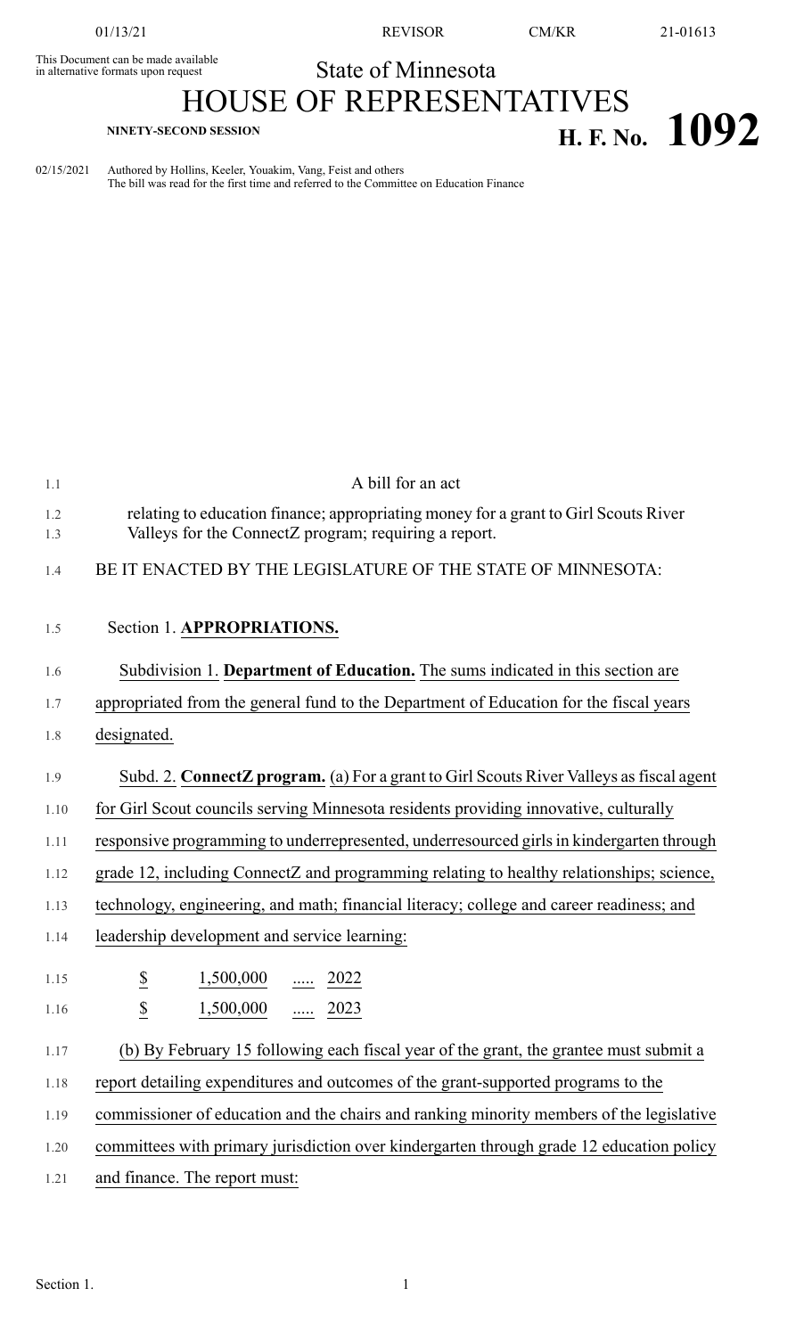This Document can be made available in alternative formats upon request

State of Minnesota

# HOUSE OF REPRESENTATIVES

**NINETY-SECOND SESSION**

# H. F. No. 1092

02/15/2021 Authored by Hollins, Keeler, Youakim, Vang, Feist and others
The bill was read for the first time and referred to the Committee on Education Finance

A bill for an act

relating to education finance; appropriating money for a grant to Girl Scouts River Valleys for the ConnectZ program; requiring a report.

BE IT ENACTED BY THE LEGISLATURE OF THE STATE OF MINNESOTA:

Section 1. **APPROPRIATIONS.**

Subdivision 1. **Department of Education.** The sums indicated in this section are appropriated from the general fund to the Department of Education for the fiscal years designated.

Subd. 2. **ConnectZ program.** (a) For a grant to Girl Scouts River Valleys as fiscal agent for Girl Scout councils serving Minnesota residents providing innovative, culturally responsive programming to underrepresented, underresourced girls in kindergarten through grade 12, including ConnectZ and programming relating to healthy relationships; science, technology, engineering, and math; financial literacy; college and career readiness; and leadership development and service learning:

$ 1,500,000 ..... 2022

$ 1,500,000 ..... 2023

(b) By February 15 following each fiscal year of the grant, the grantee must submit a report detailing expenditures and outcomes of the grant-supported programs to the commissioner of education and the chairs and ranking minority members of the legislative committees with primary jurisdiction over kindergarten through grade 12 education policy and finance. The report must: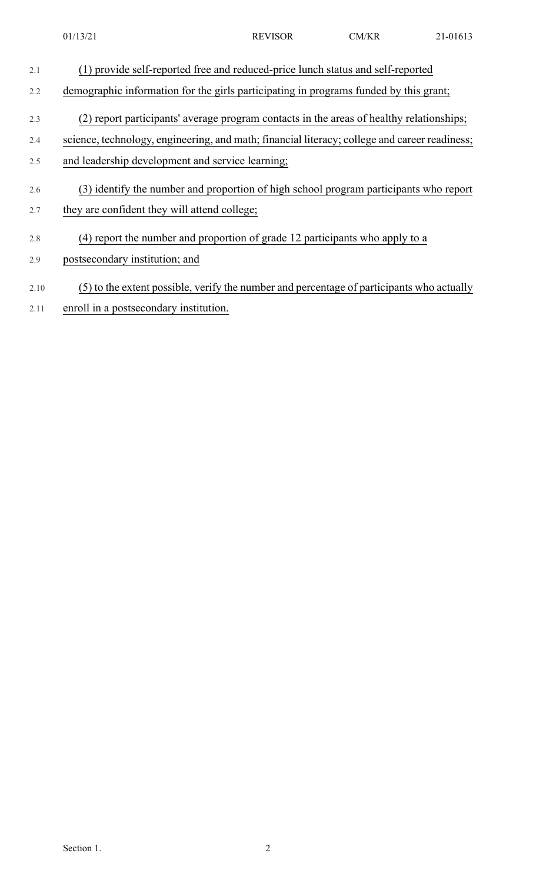(1) provide self-reported free and reduced-price lunch status and self-reported demographic information for the girls participating in programs funded by this grant;

(2) report participants' average program contacts in the areas of healthy relationships; science, technology, engineering, and math; financial literacy; college and career readiness; and leadership development and service learning;

(3) identify the number and proportion of high school program participants who report they are confident they will attend college;

(4) report the number and proportion of grade 12 participants who apply to a postsecondary institution; and

(5) to the extent possible, verify the number and percentage of participants who actually enroll in a postsecondary institution.